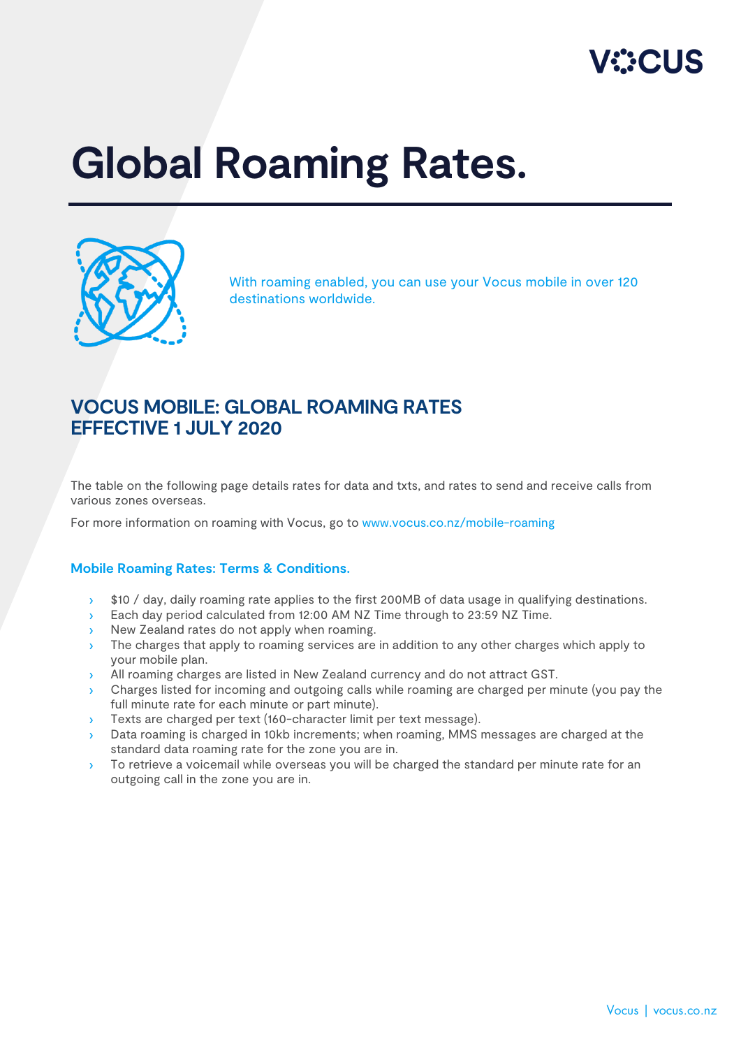# Global Roaming Rates.

With roaming enabled, you can use your Vocus mobile in over 120 destinations worldwide.

## VOCUS MOBILE: GLOBAL ROAMING RATES EFFECTIVE 1 JULY 2020

The table on the following page details rates for data and txts, and rates to send and receive calls from various zones overseas.

For more information on roaming with Vocus, go to www.vocus.co.nz/mobile-roaming

### Mobile Roaming Rates: Terms & Conditions.

- $10 / day, daily roaming rate applies to the first 200MB of data usage in qualifying destinations.
- Each day period calculated from 12:00 AM NZ Time through to 23:59 NZ Time.
- New Zealand rates do not apply when roaming.
- The charges that apply to roaming services are in addition to any other charges which apply to your mobile plan.
- All roaming charges are listed in New Zealand currency and do not attract GST.
- Charges listed for incoming and outgoing calls while roaming are charged per minute (you pay the full minute rate for each minute or part minute).
- Texts are charged per text (160-character limit per text message).
- Data roaming is charged in 10kb increments; when roaming, MMS messages are charged at the standard data roaming rate for the zone you are in.
- To retrieve a voicemail while overseas you will be charged the standard per minute rate for an outgoing call in the zone you are in.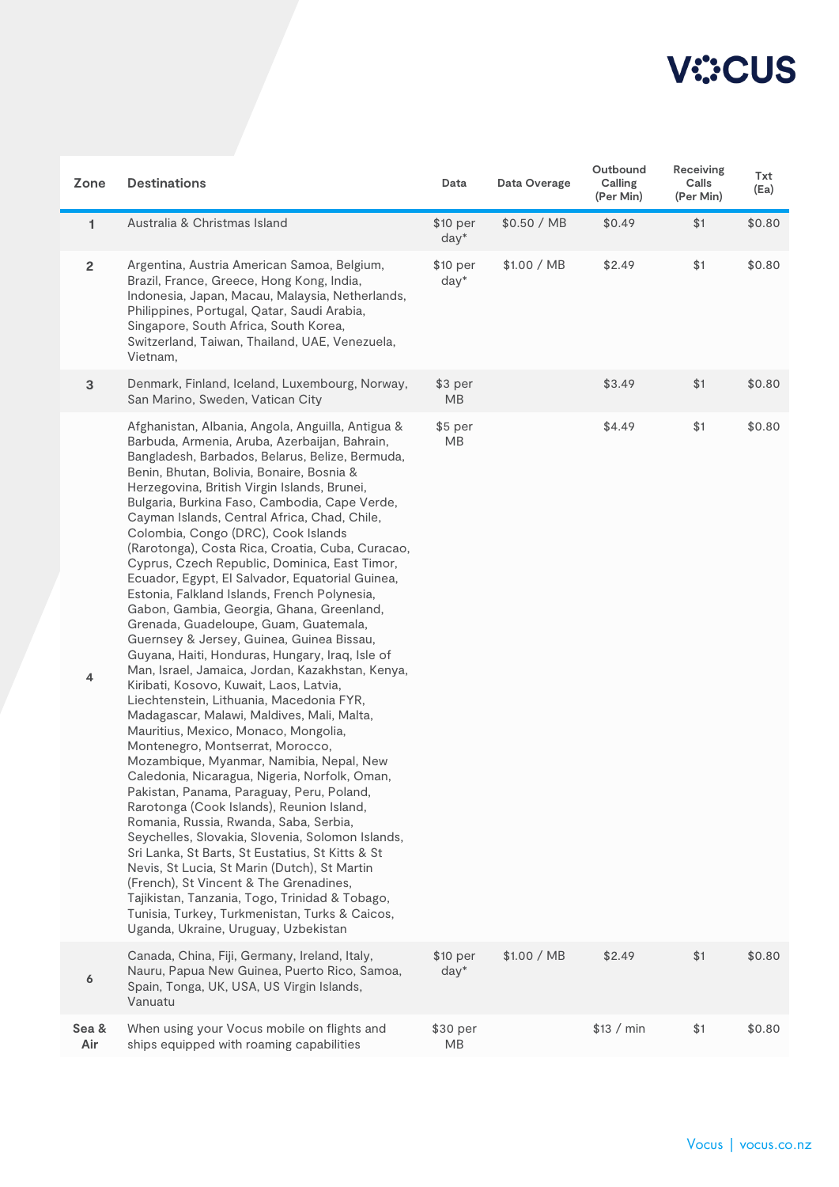| Zone | Destinations | Data | Data Overage | Outbound Calling (Per Min) | Receiving Calls (Per Min) | Txt (Ea) |
|---|---|---|---|---|---|---|
| 1 | Australia & Christmas Island | $10 per day* | $0.50 / MB | $0.49 | $1 | $0.80 |
| 2 | Argentina, Austria American Samoa, Belgium, Brazil, France, Greece, Hong Kong, India, Indonesia, Japan, Macau, Malaysia, Netherlands, Philippines, Portugal, Qatar, Saudi Arabia, Singapore, South Africa, South Korea, Switzerland, Taiwan, Thailand, UAE, Venezuela, Vietnam, | $10 per day* | $1.00 / MB | $2.49 | $1 | $0.80 |
| 3 | Denmark, Finland, Iceland, Luxembourg, Norway, San Marino, Sweden, Vatican City | $3 per MB | | $3.49 | $1 | $0.80 |
| 4 | Afghanistan, Albania, Angola, Anguilla, Antigua & Barbuda, Armenia, Aruba, Azerbaijan, Bahrain, Bangladesh, Barbados, Belarus, Belize, Bermuda, Benin, Bhutan, Bolivia, Bonaire, Bosnia & Herzegovina, British Virgin Islands, Brunei, Bulgaria, Burkina Faso, Cambodia, Cape Verde, Cayman Islands, Central Africa, Chad, Chile, Colombia, Congo (DRC), Cook Islands (Rarotonga), Costa Rica, Croatia, Cuba, Curacao, Cyprus, Czech Republic, Dominica, East Timor, Ecuador, Egypt, El Salvador, Equatorial Guinea, Estonia, Falkland Islands, French Polynesia, Gabon, Gambia, Georgia, Ghana, Greenland, Grenada, Guadeloupe, Guam, Guatemala, Guernsey & Jersey, Guinea, Guinea Bissau, Guyana, Haiti, Honduras, Hungary, Iraq, Isle of Man, Israel, Jamaica, Jordan, Kazakhstan, Kenya, Kiribati, Kosovo, Kuwait, Laos, Latvia, Liechtenstein, Lithuania, Macedonia FYR, Madagascar, Malawi, Maldives, Mali, Malta, Mauritius, Mexico, Monaco, Mongolia, Montenegro, Montserrat, Morocco, Mozambique, Myanmar, Namibia, Nepal, New Caledonia, Nicaragua, Nigeria, Norfolk, Oman, Pakistan, Panama, Paraguay, Peru, Poland, Rarotonga (Cook Islands), Reunion Island, Romania, Russia, Rwanda, Saba, Serbia, Seychelles, Slovakia, Slovenia, Solomon Islands, Sri Lanka, St Barts, St Eustatius, St Kitts & St Nevis, St Lucia, St Marin (Dutch), St Martin (French), St Vincent & The Grenadines, Tajikistan, Tanzania, Togo, Trinidad & Tobago, Tunisia, Turkey, Turkmenistan, Turks & Caicos, Uganda, Ukraine, Uruguay, Uzbekistan | $5 per MB | | $4.49 | $1 | $0.80 |
| 6 | Canada, China, Fiji, Germany, Ireland, Italy, Nauru, Papua New Guinea, Puerto Rico, Samoa, Spain, Tonga, UK, USA, US Virgin Islands, Vanuatu | $10 per day* | $1.00 / MB | $2.49 | $1 | $0.80 |
| Sea & Air | When using your Vocus mobile on flights and ships equipped with roaming capabilities | $30 per MB | | $13 / min | $1 | $0.80 |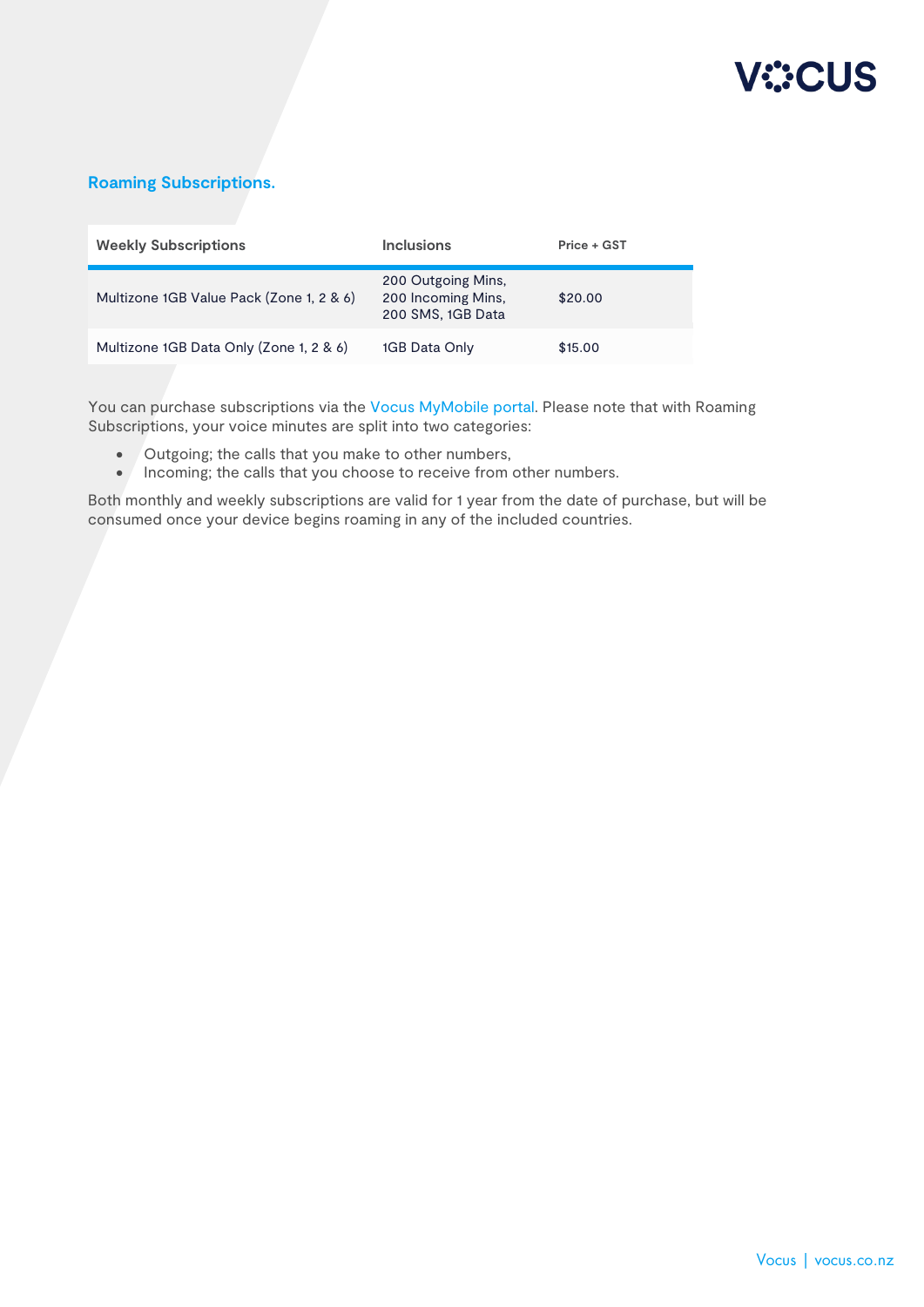## Roaming Subscriptions.

| Weekly Subscriptions | Inclusions | Price + GST |
| --- | --- | --- |
| Multizone 1GB Value Pack (Zone 1, 2 & 6) | 200 Outgoing Mins, 200 Incoming Mins, 200 SMS, 1GB Data | $20.00 |
| Multizone 1GB Data Only (Zone 1, 2 & 6) | 1GB Data Only | $15.00 |

You can purchase subscriptions via the Vocus MyMobile portal. Please note that with Roaming Subscriptions, your voice minutes are split into two categories:

- Outgoing; the calls that you make to other numbers,
- Incoming; the calls that you choose to receive from other numbers.

Both monthly and weekly subscriptions are valid for 1 year from the date of purchase, but will be consumed once your device begins roaming in any of the included countries.